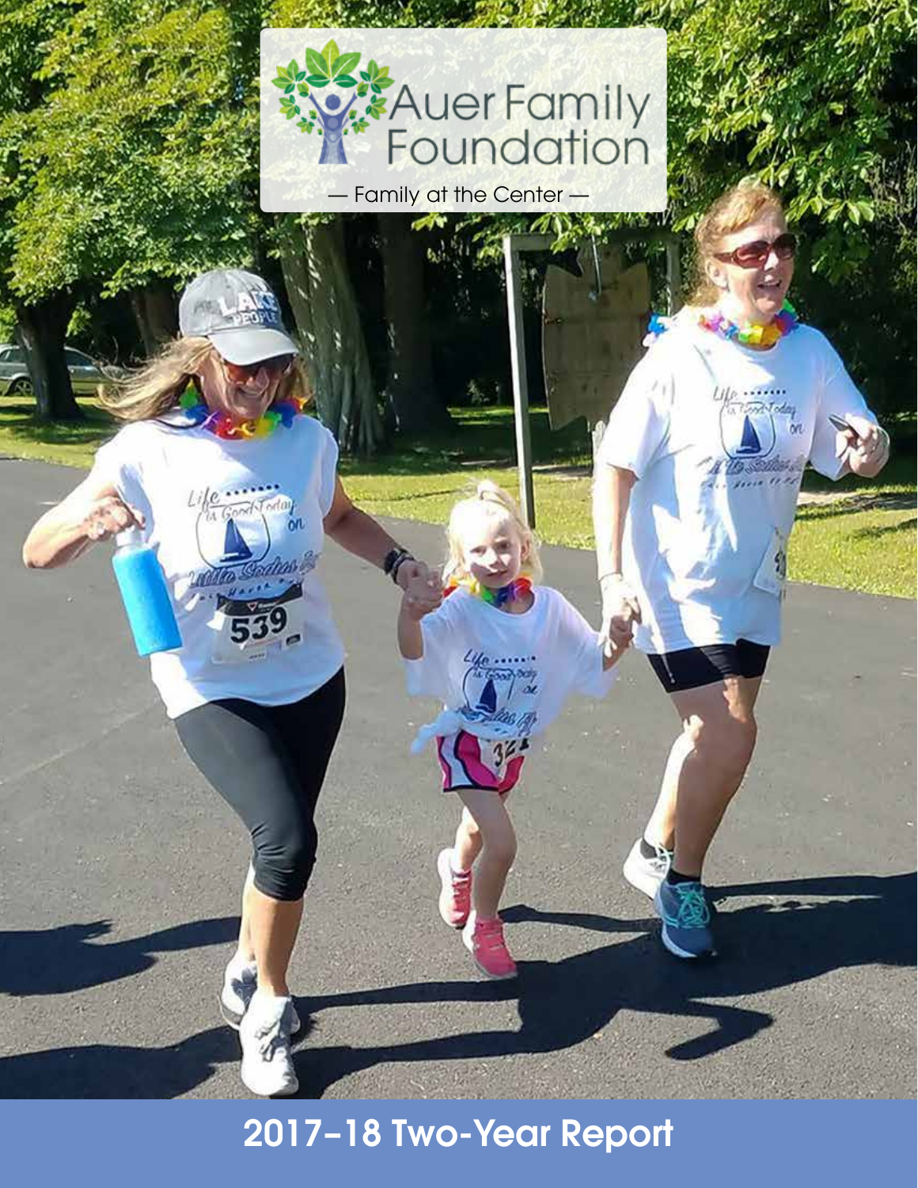# Auer Family Foundation

— Family at the Center —

## 2017–18 Two-Year Report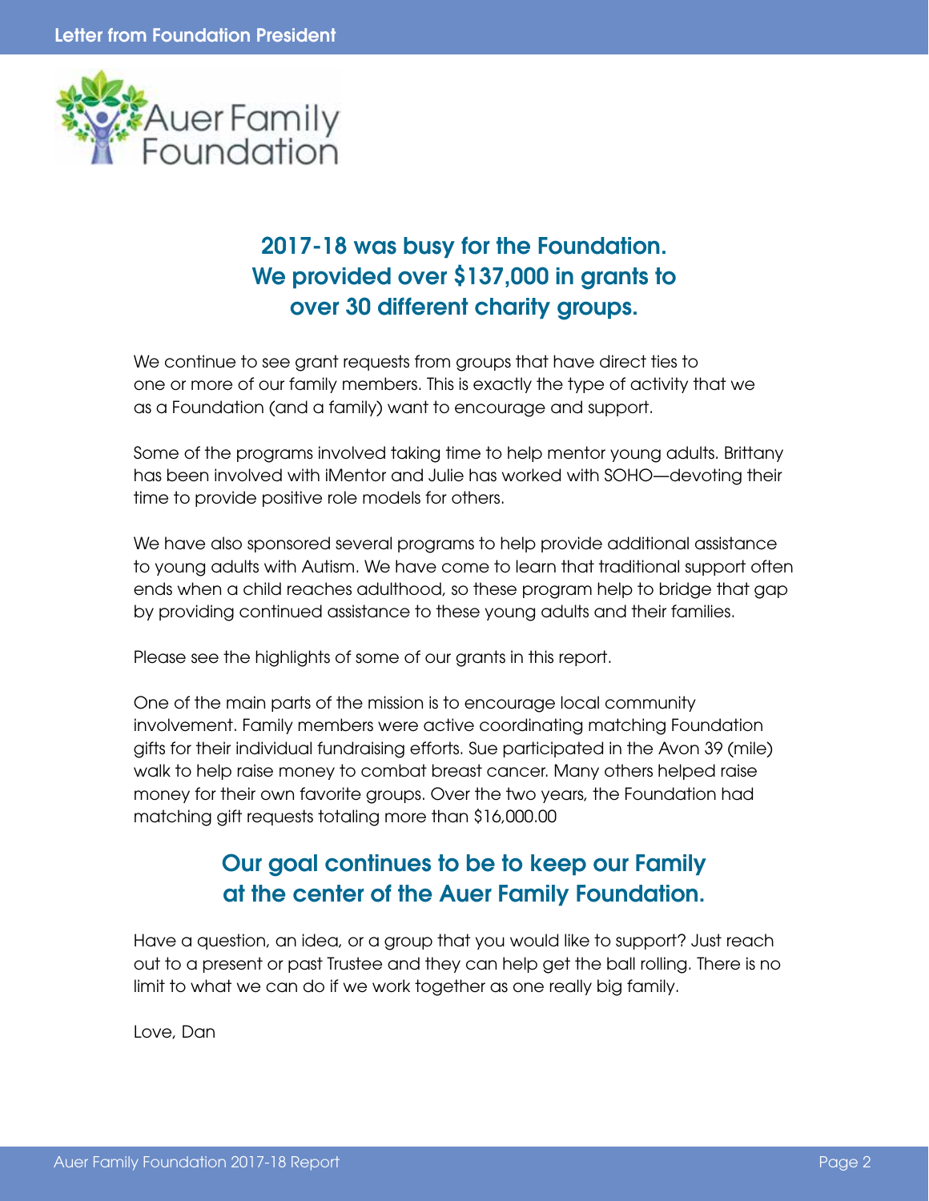# Letter from Foundation President

Auer Family Foundation

## 2017-18 was busy for the Foundation. We provided over $137,000 in grants to over 30 different charity groups.

We continue to see grant requests from groups that have direct ties to one or more of our family members. This is exactly the type of activity that we as a Foundation (and a family) want to encourage and support.

Some of the programs involved taking time to help mentor young adults. Brittany has been involved with iMentor and Julie has worked with SOHO—devoting their time to provide positive role models for others.

We have also sponsored several programs to help provide additional assistance to young adults with Autism. We have come to learn that traditional support often ends when a child reaches adulthood, so these program help to bridge that gap by providing continued assistance to these young adults and their families.

Please see the highlights of some of our grants in this report.

One of the main parts of the mission is to encourage local community involvement. Family members were active coordinating matching Foundation gifts for their individual fundraising efforts. Sue participated in the Avon 39 (mile) walk to help raise money to combat breast cancer. Many others helped raise money for their own favorite groups. Over the two years, the Foundation had matching gift requests totaling more than $16,000.00

## Our goal continues to be to keep our Family at the center of the Auer Family Foundation.

Have a question, an idea, or a group that you would like to support? Just reach out to a present or past Trustee and they can help get the ball rolling. There is no limit to what we can do if we work together as one really big family.

Love, Dan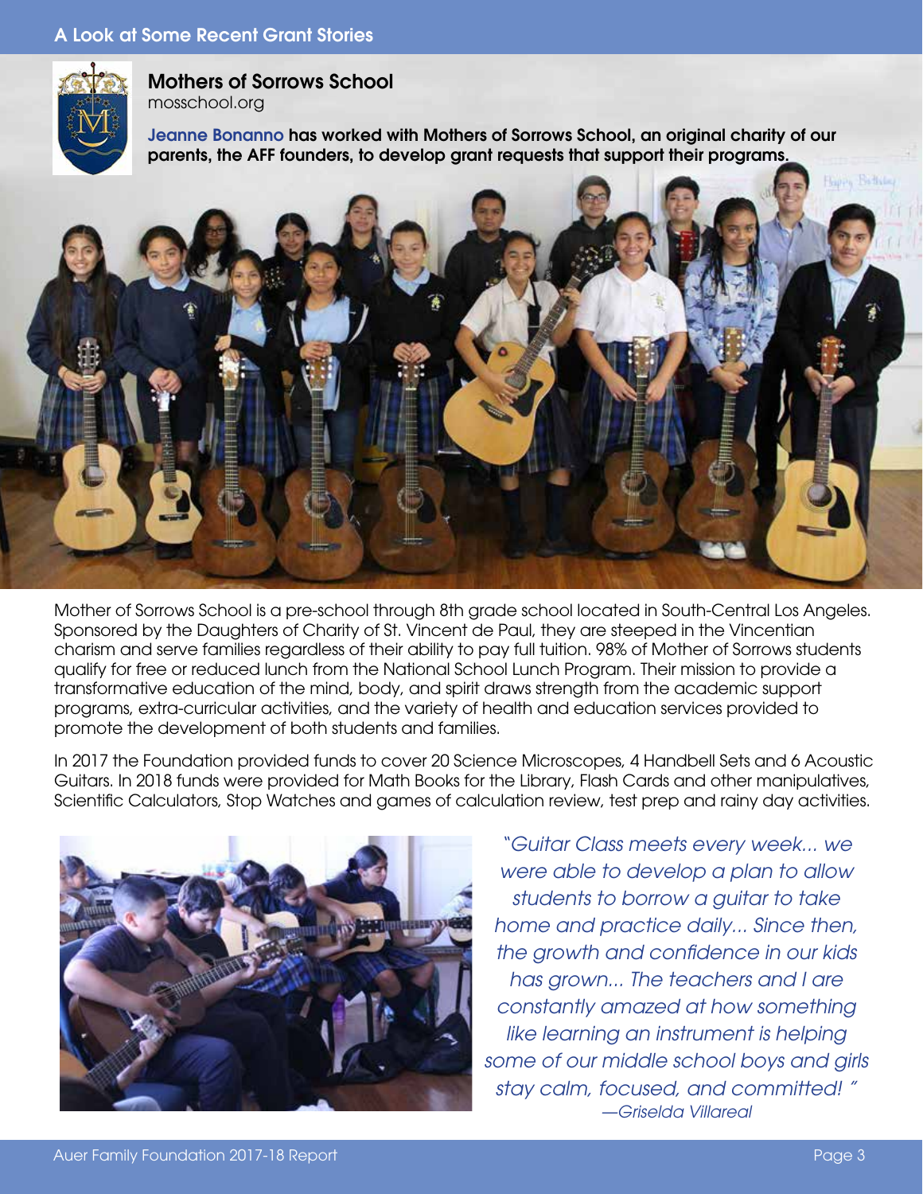## A Look at Some Recent Grant Stories

### Mothers of Sorrows School

mosschool.org

**Jeanne Bonanno has worked with Mothers of Sorrows School, an original charity of our parents, the AFF founders, to develop grant requests that support their programs.**

Mother of Sorrows School is a pre-school through 8th grade school located in South-Central Los Angeles. Sponsored by the Daughters of Charity of St. Vincent de Paul, they are steeped in the Vincentian charism and serve families regardless of their ability to pay full tuition. 98% of Mother of Sorrows students qualify for free or reduced lunch from the National School Lunch Program. Their mission to provide a transformative education of the mind, body, and spirit draws strength from the academic support programs, extra-curricular activities, and the variety of health and education services provided to promote the development of both students and families.

In 2017 the Foundation provided funds to cover 20 Science Microscopes, 4 Handbell Sets and 6 Acoustic Guitars. In 2018 funds were provided for Math Books for the Library, Flash Cards and other manipulatives, Scientific Calculators, Stop Watches and games of calculation review, test prep and rainy day activities.

*"Guitar Class meets every week... we were able to develop a plan to allow students to borrow a guitar to take home and practice daily... Since then, the growth and confidence in our kids has grown... The teachers and I are constantly amazed at how something like learning an instrument is helping some of our middle school boys and girls stay calm, focused, and committed! "*

*—Griselda Villareal*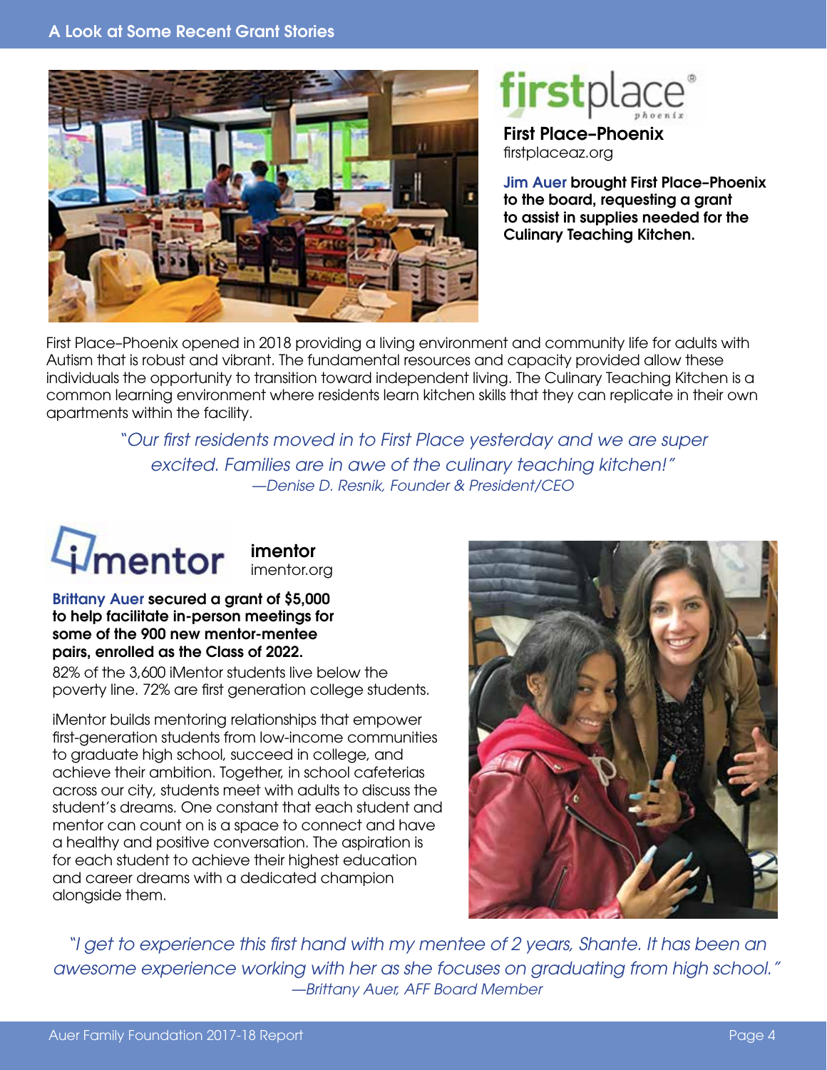## A Look at Some Recent Grant Stories

### First Place–Phoenix

firstplaceaz.org

**Jim Auer brought First Place–Phoenix to the board, requesting a grant to assist in supplies needed for the Culinary Teaching Kitchen.**

First Place–Phoenix opened in 2018 providing a living environment and community life for adults with Autism that is robust and vibrant. The fundamental resources and capacity provided allow these individuals the opportunity to transition toward independent living. The Culinary Teaching Kitchen is a common learning environment where residents learn kitchen skills that they can replicate in their own apartments within the facility.

*"Our first residents moved in to First Place yesterday and we are super excited. Families are in awe of the culinary teaching kitchen!"*
*—Denise D. Resnik, Founder & President/CEO*

### imentor

imentor.org

**Brittany Auer secured a grant of $5,000 to help facilitate in-person meetings for some of the 900 new mentor-mentee pairs, enrolled as the Class of 2022.**

82% of the 3,600 iMentor students live below the poverty line. 72% are first generation college students.

iMentor builds mentoring relationships that empower first-generation students from low-income communities to graduate high school, succeed in college, and achieve their ambition. Together, in school cafeterias across our city, students meet with adults to discuss the student's dreams. One constant that each student and mentor can count on is a space to connect and have a healthy and positive conversation. The aspiration is for each student to achieve their highest education and career dreams with a dedicated champion alongside them.

*"I get to experience this first hand with my mentee of 2 years, Shante. It has been an awesome experience working with her as she focuses on graduating from high school."*
*—Brittany Auer, AFF Board Member*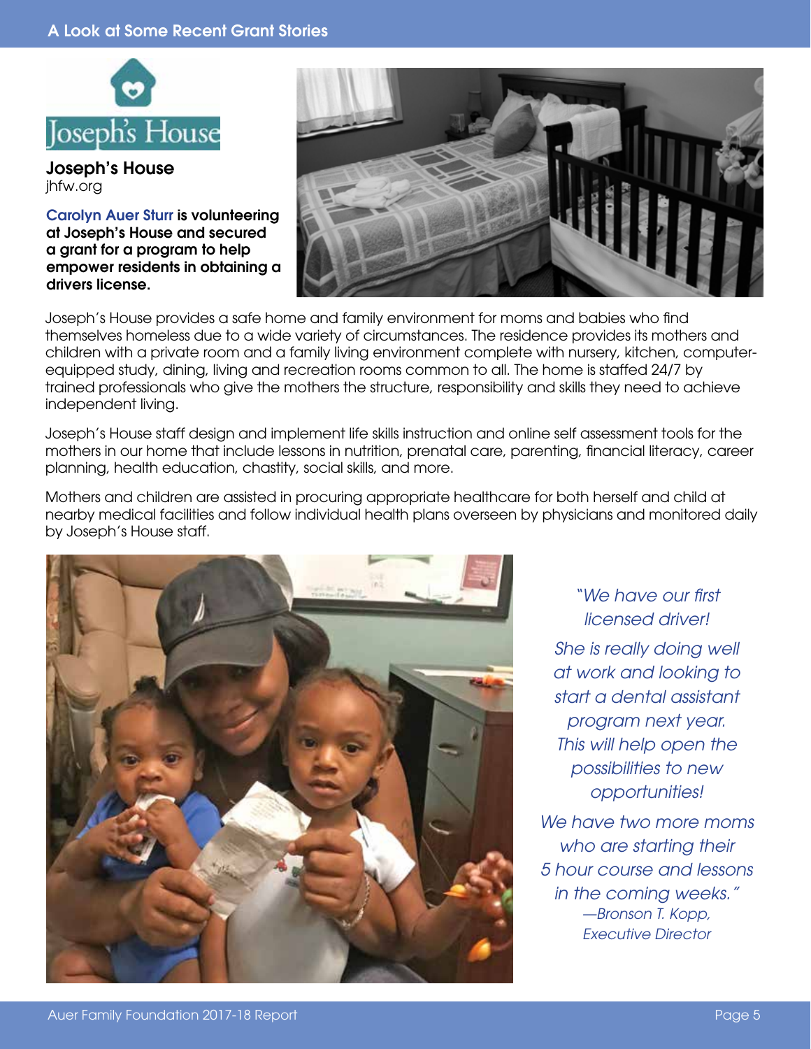## A Look at Some Recent Grant Stories

Joseph's House

### Joseph's House
jhfw.org

**Carolyn Auer Sturr is volunteering at Joseph's House and secured a grant for a program to help empower residents in obtaining a drivers license.**

Joseph's House provides a safe home and family environment for moms and babies who find themselves homeless due to a wide variety of circumstances. The residence provides its mothers and children with a private room and a family living environment complete with nursery, kitchen, computer-equipped study, dining, living and recreation rooms common to all. The home is staffed 24/7 by trained professionals who give the mothers the structure, responsibility and skills they need to achieve independent living.

Joseph's House staff design and implement life skills instruction and online self assessment tools for the mothers in our home that include lessons in nutrition, prenatal care, parenting, financial literacy, career planning, health education, chastity, social skills, and more.

Mothers and children are assisted in procuring appropriate healthcare for both herself and child at nearby medical facilities and follow individual health plans overseen by physicians and monitored daily by Joseph's House staff.

*"We have our first licensed driver!*

*She is really doing well at work and looking to start a dental assistant program next year. This will help open the possibilities to new opportunities!*

*We have two more moms who are starting their 5 hour course and lessons in the coming weeks."*

*—Bronson T. Kopp, Executive Director*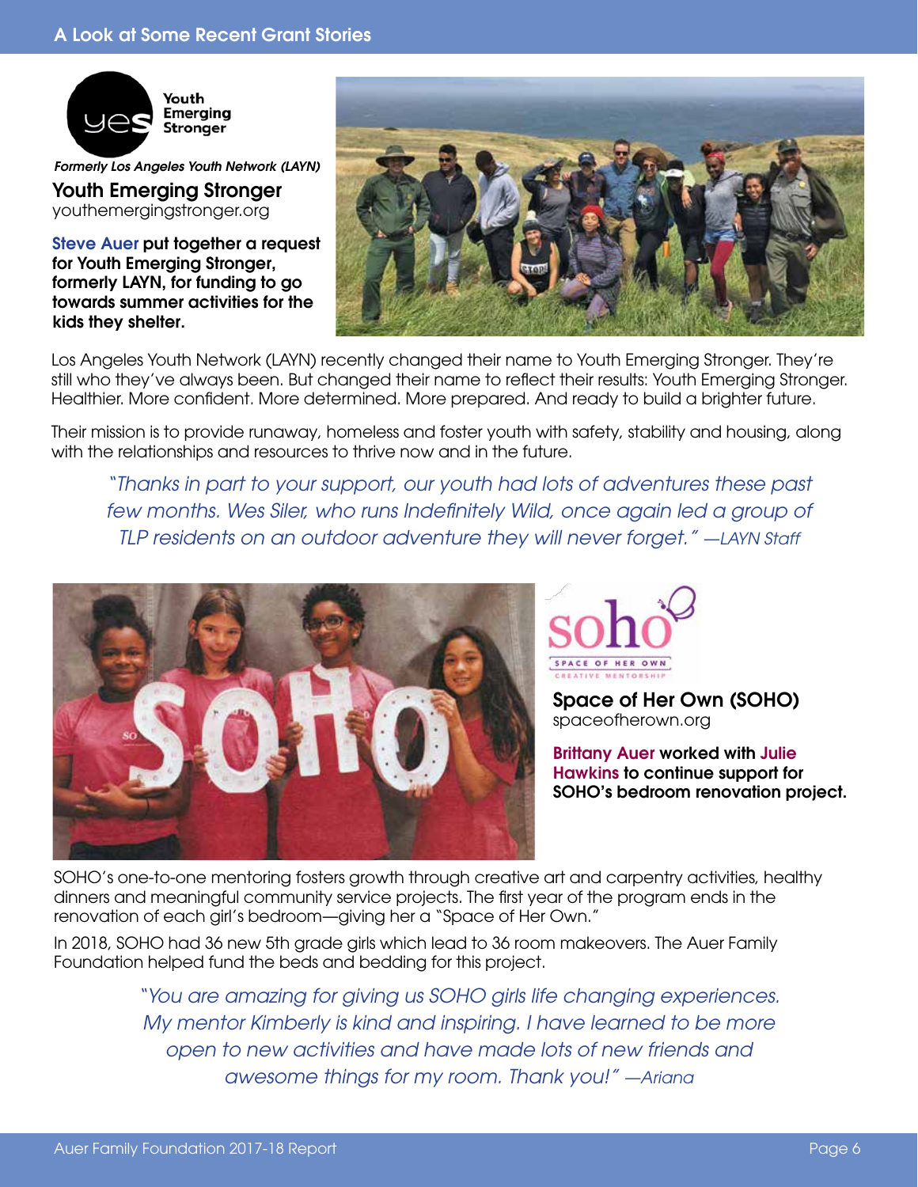## A Look at Some Recent Grant Stories

*Formerly Los Angeles Youth Network (LAYN)*

### Youth Emerging Stronger

youthemergingstronger.org

**Steve Auer put together a request for Youth Emerging Stronger, formerly LAYN, for funding to go towards summer activities for the kids they shelter.**

Los Angeles Youth Network (LAYN) recently changed their name to Youth Emerging Stronger. They're still who they've always been. But changed their name to reflect their results: Youth Emerging Stronger. Healthier. More confident. More determined. More prepared. And ready to build a brighter future.

Their mission is to provide runaway, homeless and foster youth with safety, stability and housing, along with the relationships and resources to thrive now and in the future.

> *"Thanks in part to your support, our youth had lots of adventures these past few months. Wes Siler, who runs Indefinitely Wild, once again led a group of TLP residents on an outdoor adventure they will never forget." —LAYN Staff*

### Space of Her Own (SOHO)

spaceofherown.org

**Brittany Auer worked with Julie Hawkins to continue support for SOHO's bedroom renovation project.**

SOHO's one-to-one mentoring fosters growth through creative art and carpentry activities, healthy dinners and meaningful community service projects. The first year of the program ends in the renovation of each girl's bedroom—giving her a "Space of Her Own."

In 2018, SOHO had 36 new 5th grade girls which lead to 36 room makeovers. The Auer Family Foundation helped fund the beds and bedding for this project.

> *"You are amazing for giving us SOHO girls life changing experiences. My mentor Kimberly is kind and inspiring. I have learned to be more open to new activities and have made lots of new friends and awesome things for my room. Thank you!" —Ariana*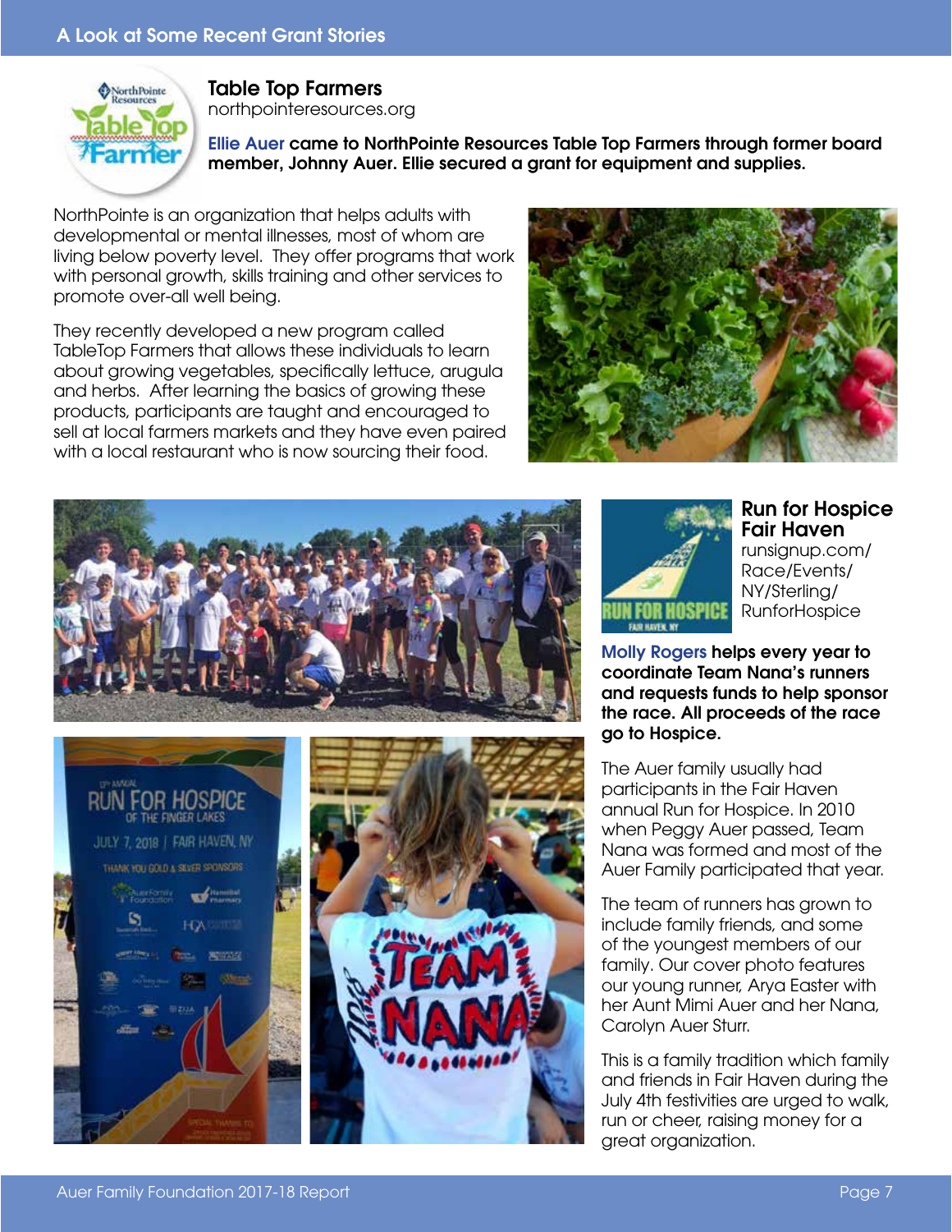## A Look at Some Recent Grant Stories

### Table Top Farmers

northpointeresources.org

**Ellie Auer came to NorthPointe Resources Table Top Farmers through former board member, Johnny Auer. Ellie secured a grant for equipment and supplies.**

NorthPointe is an organization that helps adults with developmental or mental illnesses, most of whom are living below poverty level. They offer programs that work with personal growth, skills training and other services to promote over-all well being.

They recently developed a new program called TableTop Farmers that allows these individuals to learn about growing vegetables, specifically lettuce, arugula and herbs. After learning the basics of growing these products, participants are taught and encouraged to sell at local farmers markets and they have even paired with a local restaurant who is now sourcing their food.

### Run for Hospice Fair Haven

runsignup.com/Race/Events/NY/Sterling/RunforHospice

**Molly Rogers helps every year to coordinate Team Nana's runners and requests funds to help sponsor the race. All proceeds of the race go to Hospice.**

The Auer family usually had participants in the Fair Haven annual Run for Hospice. In 2010 when Peggy Auer passed, Team Nana was formed and most of the Auer Family participated that year.

The team of runners has grown to include family friends, and some of the youngest members of our family. Our cover photo features our young runner, Arya Easter with her Aunt Mimi Auer and her Nana, Carolyn Auer Sturr.

This is a family tradition which family and friends in Fair Haven during the July 4th festivities are urged to walk, run or cheer, raising money for a great organization.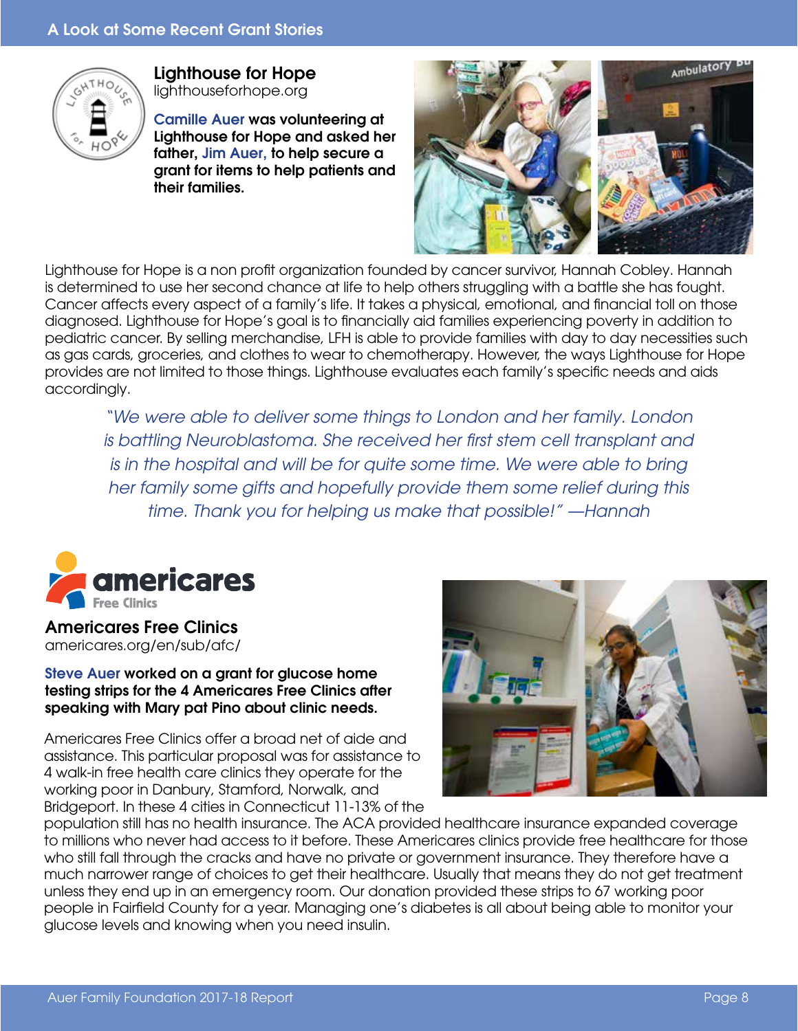## A Look at Some Recent Grant Stories

### Lighthouse for Hope

lighthouseforhope.org

**Camille Auer was volunteering at Lighthouse for Hope and asked her father, Jim Auer, to help secure a grant for items to help patients and their families.**

Lighthouse for Hope is a non profit organization founded by cancer survivor, Hannah Cobley. Hannah is determined to use her second chance at life to help others struggling with a battle she has fought. Cancer affects every aspect of a family's life. It takes a physical, emotional, and financial toll on those diagnosed. Lighthouse for Hope's goal is to financially aid families experiencing poverty in addition to pediatric cancer. By selling merchandise, LFH is able to provide families with day to day necessities such as gas cards, groceries, and clothes to wear to chemotherapy. However, the ways Lighthouse for Hope provides are not limited to those things. Lighthouse evaluates each family's specific needs and aids accordingly.

> *"We were able to deliver some things to London and her family. London is battling Neuroblastoma. She received her first stem cell transplant and is in the hospital and will be for quite some time. We were able to bring her family some gifts and hopefully provide them some relief during this time. Thank you for helping us make that possible!" —Hannah*

### Americares Free Clinics

americares.org/en/sub/afc/

**Steve Auer worked on a grant for glucose home testing strips for the 4 Americares Free Clinics after speaking with Mary pat Pino about clinic needs.**

Americares Free Clinics offer a broad net of aide and assistance. This particular proposal was for assistance to 4 walk-in free health care clinics they operate for the working poor in Danbury, Stamford, Norwalk, and Bridgeport. In these 4 cities in Connecticut 11-13% of the population still has no health insurance. The ACA provided healthcare insurance expanded coverage to millions who never had access to it before. These Americares clinics provide free healthcare for those who still fall through the cracks and have no private or government insurance. They therefore have a much narrower range of choices to get their healthcare. Usually that means they do not get treatment unless they end up in an emergency room. Our donation provided these strips to 67 working poor people in Fairfield County for a year. Managing one's diabetes is all about being able to monitor your glucose levels and knowing when you need insulin.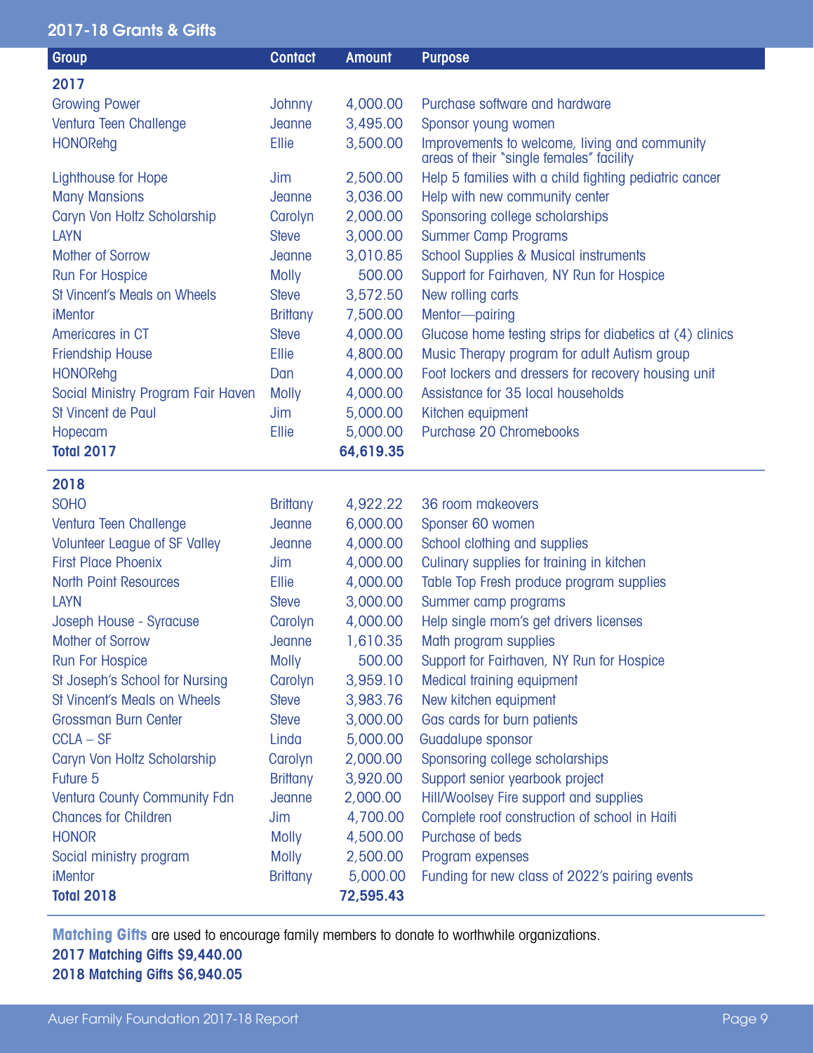## 2017-18 Grants & Gifts

| Group | Contact | Amount | Purpose |
|---|---|---|---|
| **2017** | | | |
| Growing Power | Johnny | 4,000.00 | Purchase software and hardware |
| Ventura Teen Challenge | Jeanne | 3,495.00 | Sponsor young women |
| HONORehg | Ellie | 3,500.00 | Improvements to welcome, living and community areas of their "single females" facility |
| Lighthouse for Hope | Jim | 2,500.00 | Help 5 families with a child fighting pediatric cancer |
| Many Mansions | Jeanne | 3,036.00 | Help with new community center |
| Caryn Von Holtz Scholarship | Carolyn | 2,000.00 | Sponsoring college scholarships |
| LAYN | Steve | 3,000.00 | Summer Camp Programs |
| Mother of Sorrow | Jeanne | 3,010.85 | School Supplies & Musical instruments |
| Run For Hospice | Molly | 500.00 | Support for Fairhaven, NY Run for Hospice |
| St Vincent's Meals on Wheels | Steve | 3,572.50 | New rolling carts |
| iMentor | Brittany | 7,500.00 | Mentor—pairing |
| Americares in CT | Steve | 4,000.00 | Glucose home testing strips for diabetics at (4) clinics |
| Friendship House | Ellie | 4,800.00 | Music Therapy program for adult Autism group |
| HONORehg | Dan | 4,000.00 | Foot lockers and dressers for recovery housing unit |
| Social Ministry Program Fair Haven | Molly | 4,000.00 | Assistance for 35 local households |
| St Vincent de Paul | Jim | 5,000.00 | Kitchen equipment |
| Hopecam | Ellie | 5,000.00 | Purchase 20 Chromebooks |
| **Total 2017** | | **64,619.35** | |
| **2018** | | | |
| SOHO | Brittany | 4,922.22 | 36 room makeovers |
| Ventura Teen Challenge | Jeanne | 6,000.00 | Sponser 60 women |
| Volunteer League of SF Valley | Jeanne | 4,000.00 | School clothing and supplies |
| First Place Phoenix | Jim | 4,000.00 | Culinary supplies for training in kitchen |
| North Point Resources | Ellie | 4,000.00 | Table Top Fresh produce program supplies |
| LAYN | Steve | 3,000.00 | Summer camp programs |
| Joseph House - Syracuse | Carolyn | 4,000.00 | Help single mom's get drivers licenses |
| Mother of Sorrow | Jeanne | 1,610.35 | Math program supplies |
| Run For Hospice | Molly | 500.00 | Support for Fairhaven, NY Run for Hospice |
| St Joseph's School for Nursing | Carolyn | 3,959.10 | Medical training equipment |
| St Vincent's Meals on Wheels | Steve | 3,983.76 | New kitchen equipment |
| Grossman Burn Center | Steve | 3,000.00 | Gas cards for burn patients |
| CCLA – SF | Linda | 5,000.00 | Guadalupe sponsor |
| Caryn Von Holtz Scholarship | Carolyn | 2,000.00 | Sponsoring college scholarships |
| Future 5 | Brittany | 3,920.00 | Support senior yearbook project |
| Ventura County Community Fdn | Jeanne | 2,000.00 | Hill/Woolsey Fire support and supplies |
| Chances for Children | Jim | 4,700.00 | Complete roof construction of school in Haiti |
| HONOR | Molly | 4,500.00 | Purchase of beds |
| Social ministry program | Molly | 2,500.00 | Program expenses |
| iMentor | Brittany | 5,000.00 | Funding for new class of 2022's pairing events |
| **Total 2018** | | **72,595.43** | |

**Matching Gifts** are used to encourage family members to donate to worthwhile organizations.

**2017 Matching Gifts $9,440.00**

**2018 Matching Gifts $6,940.05**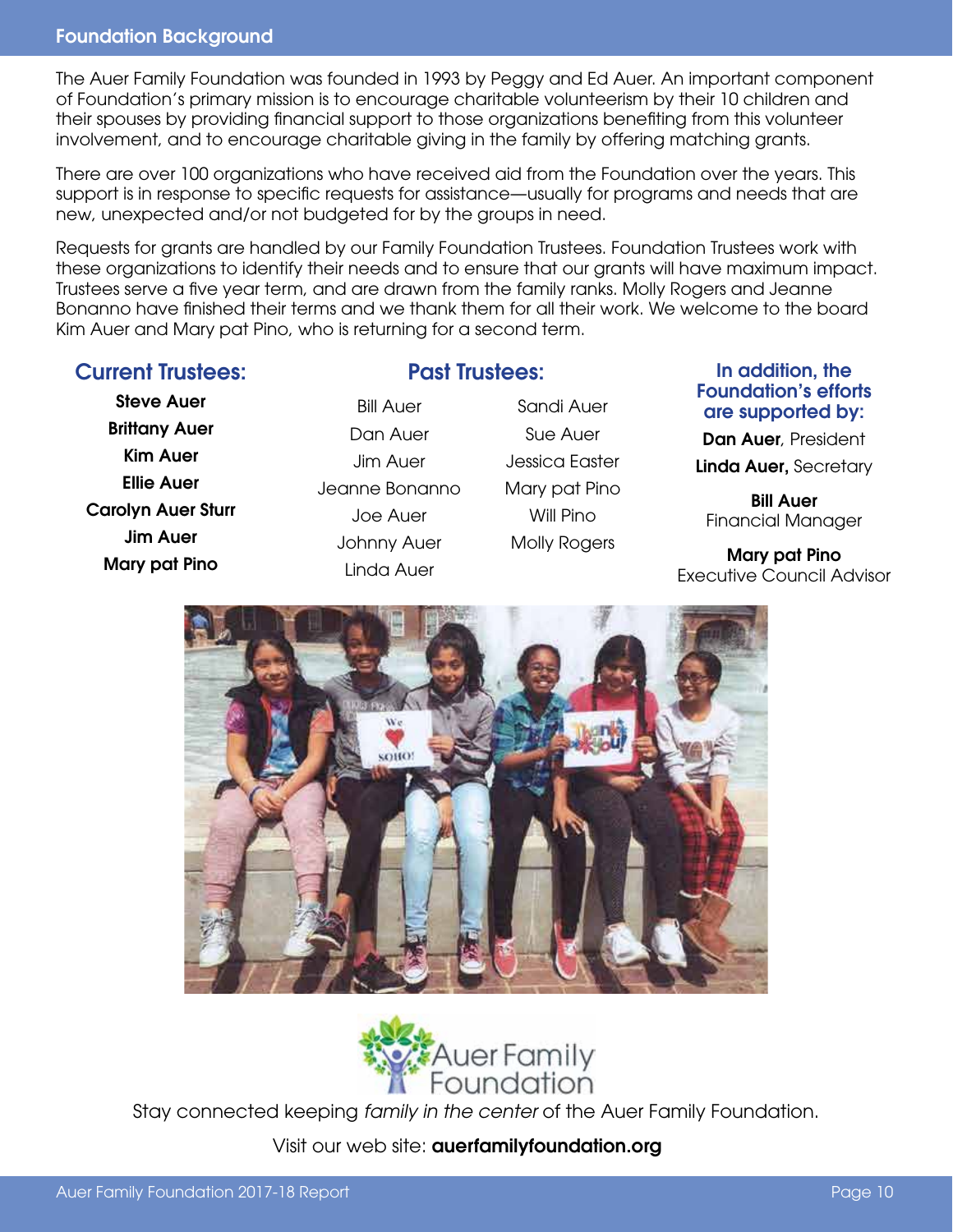## Foundation Background

The Auer Family Foundation was founded in 1993 by Peggy and Ed Auer. An important component of Foundation's primary mission is to encourage charitable volunteerism by their 10 children and their spouses by providing financial support to those organizations benefiting from this volunteer involvement, and to encourage charitable giving in the family by offering matching grants.

There are over 100 organizations who have received aid from the Foundation over the years. This support is in response to specific requests for assistance—usually for programs and needs that are new, unexpected and/or not budgeted for by the groups in need.

Requests for grants are handled by our Family Foundation Trustees. Foundation Trustees work with these organizations to identify their needs and to ensure that our grants will have maximum impact. Trustees serve a five year term, and are drawn from the family ranks. Molly Rogers and Jeanne Bonanno have finished their terms and we thank them for all their work. We welcome to the board Kim Auer and Mary pat Pino, who is returning for a second term.

### Current Trustees:

**Steve Auer**
**Brittany Auer**
**Kim Auer**
**Ellie Auer**
**Carolyn Auer Sturr**
**Jim Auer**
**Mary pat Pino**

### Past Trustees:

Bill Auer
Dan Auer
Jim Auer
Jeanne Bonanno
Joe Auer
Johnny Auer
Linda Auer
Sandi Auer
Sue Auer
Jessica Easter
Mary pat Pino
Will Pino
Molly Rogers

### In addition, the Foundation's efforts are supported by:

**Dan Auer**, President
**Linda Auer,** Secretary

**Bill Auer**
Financial Manager

**Mary pat Pino**
Executive Council Advisor

Stay connected keeping *family in the center* of the Auer Family Foundation.

Visit our web site: **auerfamilyfoundation.org**